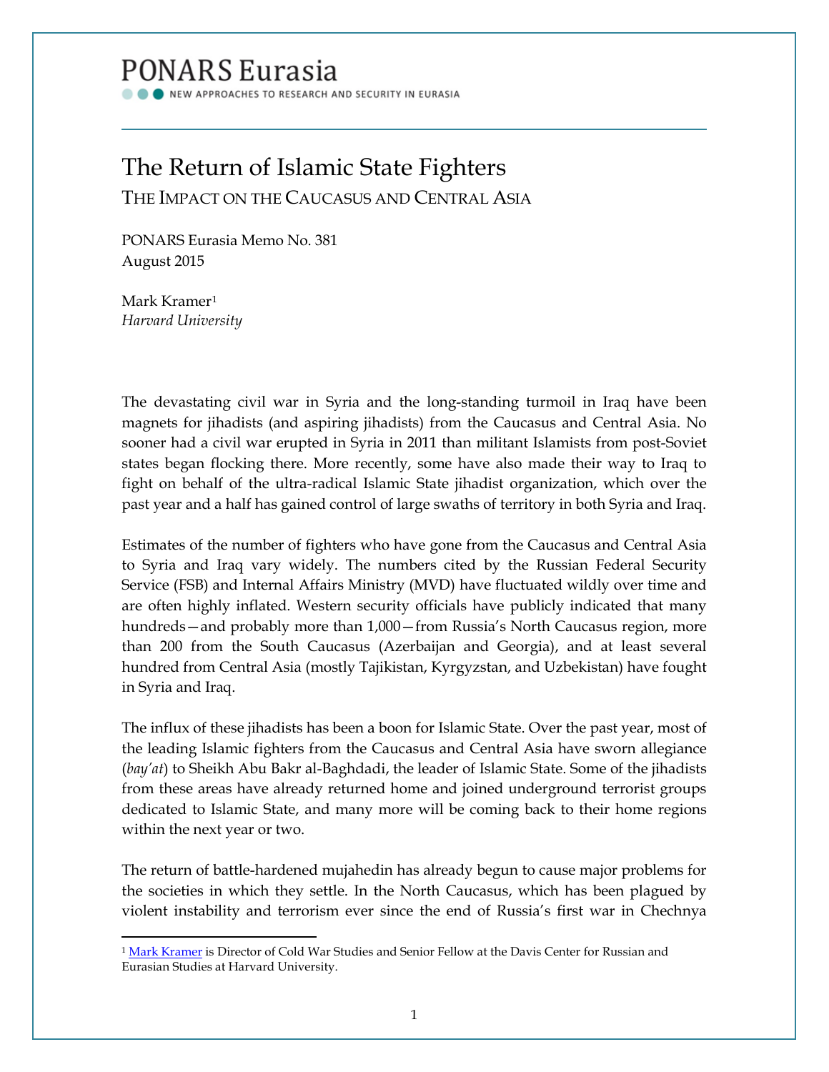PONARS Eurasia

NEW APPROACHES TO RESEARCH AND SECURITY IN EURASIA

# The Return of Islamic State Fighters

## THE IMPACT ON THE CAUCASUS AND CENTRAL ASIA

PONARS Eurasia Memo No. 381
August 2015

Mark Kramer[1]
*Harvard University*

The devastating civil war in Syria and the long-standing turmoil in Iraq have been magnets for jihadists (and aspiring jihadists) from the Caucasus and Central Asia. No sooner had a civil war erupted in Syria in 2011 than militant Islamists from post-Soviet states began flocking there. More recently, some have also made their way to Iraq to fight on behalf of the ultra-radical Islamic State jihadist organization, which over the past year and a half has gained control of large swaths of territory in both Syria and Iraq.

Estimates of the number of fighters who have gone from the Caucasus and Central Asia to Syria and Iraq vary widely. The numbers cited by the Russian Federal Security Service (FSB) and Internal Affairs Ministry (MVD) have fluctuated wildly over time and are often highly inflated. Western security officials have publicly indicated that many hundreds—and probably more than 1,000—from Russia's North Caucasus region, more than 200 from the South Caucasus (Azerbaijan and Georgia), and at least several hundred from Central Asia (mostly Tajikistan, Kyrgyzstan, and Uzbekistan) have fought in Syria and Iraq.

The influx of these jihadists has been a boon for Islamic State. Over the past year, most of the leading Islamic fighters from the Caucasus and Central Asia have sworn allegiance (*bay'at*) to Sheikh Abu Bakr al-Baghdadi, the leader of Islamic State. Some of the jihadists from these areas have already returned home and joined underground terrorist groups dedicated to Islamic State, and many more will be coming back to their home regions within the next year or two.

The return of battle-hardened mujahedin has already begun to cause major problems for the societies in which they settle. In the North Caucasus, which has been plagued by violent instability and terrorism ever since the end of Russia's first war in Chechnya

---

[1] Mark Kramer is Director of Cold War Studies and Senior Fellow at the Davis Center for Russian and Eurasian Studies at Harvard University.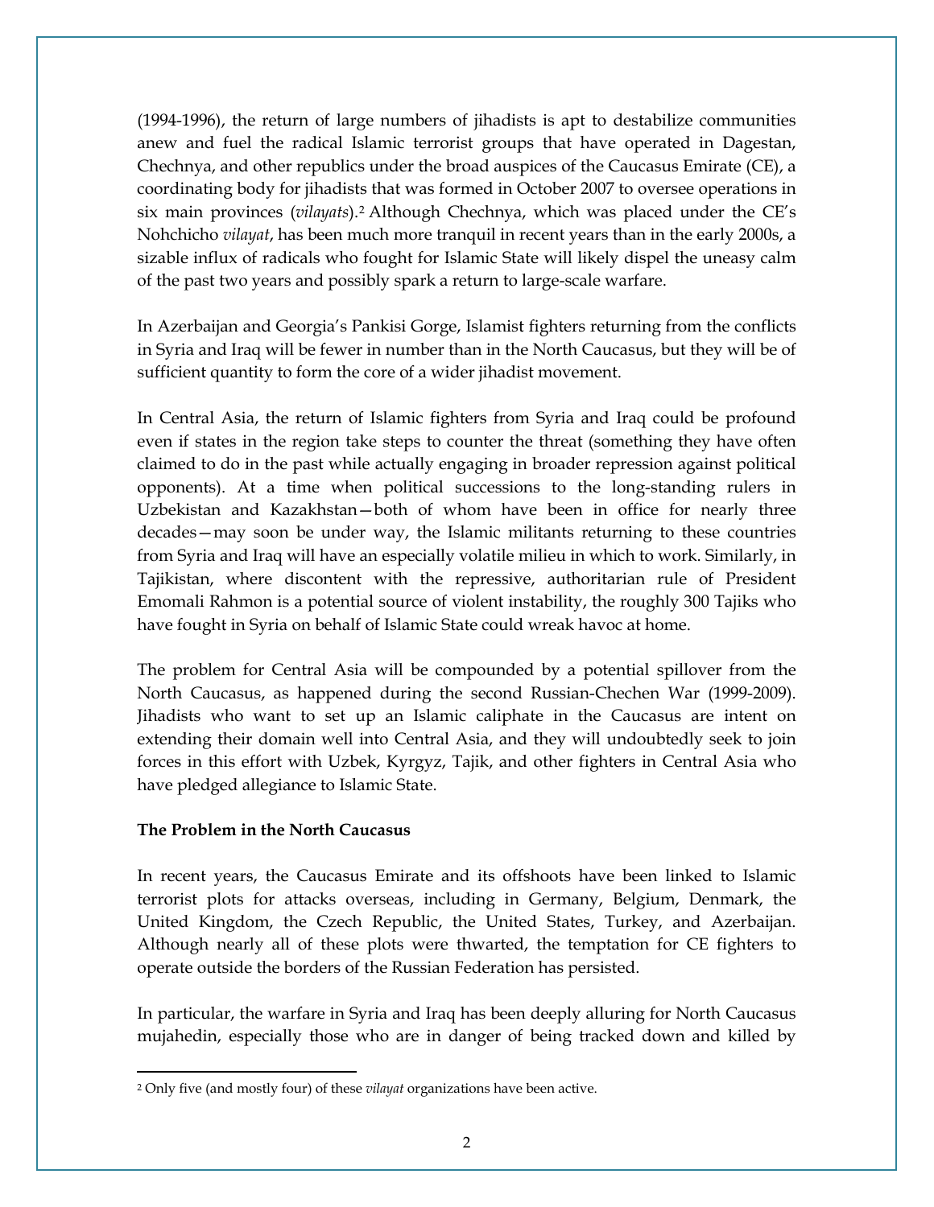(1994-1996), the return of large numbers of jihadists is apt to destabilize communities anew and fuel the radical Islamic terrorist groups that have operated in Dagestan, Chechnya, and other republics under the broad auspices of the Caucasus Emirate (CE), a coordinating body for jihadists that was formed in October 2007 to oversee operations in six main provinces (*vilayats*).[2] Although Chechnya, which was placed under the CE's Nohchicho *vilayat*, has been much more tranquil in recent years than in the early 2000s, a sizable influx of radicals who fought for Islamic State will likely dispel the uneasy calm of the past two years and possibly spark a return to large-scale warfare.

In Azerbaijan and Georgia's Pankisi Gorge, Islamist fighters returning from the conflicts in Syria and Iraq will be fewer in number than in the North Caucasus, but they will be of sufficient quantity to form the core of a wider jihadist movement.

In Central Asia, the return of Islamic fighters from Syria and Iraq could be profound even if states in the region take steps to counter the threat (something they have often claimed to do in the past while actually engaging in broader repression against political opponents). At a time when political successions to the long-standing rulers in Uzbekistan and Kazakhstan—both of whom have been in office for nearly three decades—may soon be under way, the Islamic militants returning to these countries from Syria and Iraq will have an especially volatile milieu in which to work. Similarly, in Tajikistan, where discontent with the repressive, authoritarian rule of President Emomali Rahmon is a potential source of violent instability, the roughly 300 Tajiks who have fought in Syria on behalf of Islamic State could wreak havoc at home.

The problem for Central Asia will be compounded by a potential spillover from the North Caucasus, as happened during the second Russian-Chechen War (1999-2009). Jihadists who want to set up an Islamic caliphate in the Caucasus are intent on extending their domain well into Central Asia, and they will undoubtedly seek to join forces in this effort with Uzbek, Kyrgyz, Tajik, and other fighters in Central Asia who have pledged allegiance to Islamic State.

**The Problem in the North Caucasus**

In recent years, the Caucasus Emirate and its offshoots have been linked to Islamic terrorist plots for attacks overseas, including in Germany, Belgium, Denmark, the United Kingdom, the Czech Republic, the United States, Turkey, and Azerbaijan. Although nearly all of these plots were thwarted, the temptation for CE fighters to operate outside the borders of the Russian Federation has persisted.

In particular, the warfare in Syria and Iraq has been deeply alluring for North Caucasus mujahedin, especially those who are in danger of being tracked down and killed by

---

[2] Only five (and mostly four) of these *vilayat* organizations have been active.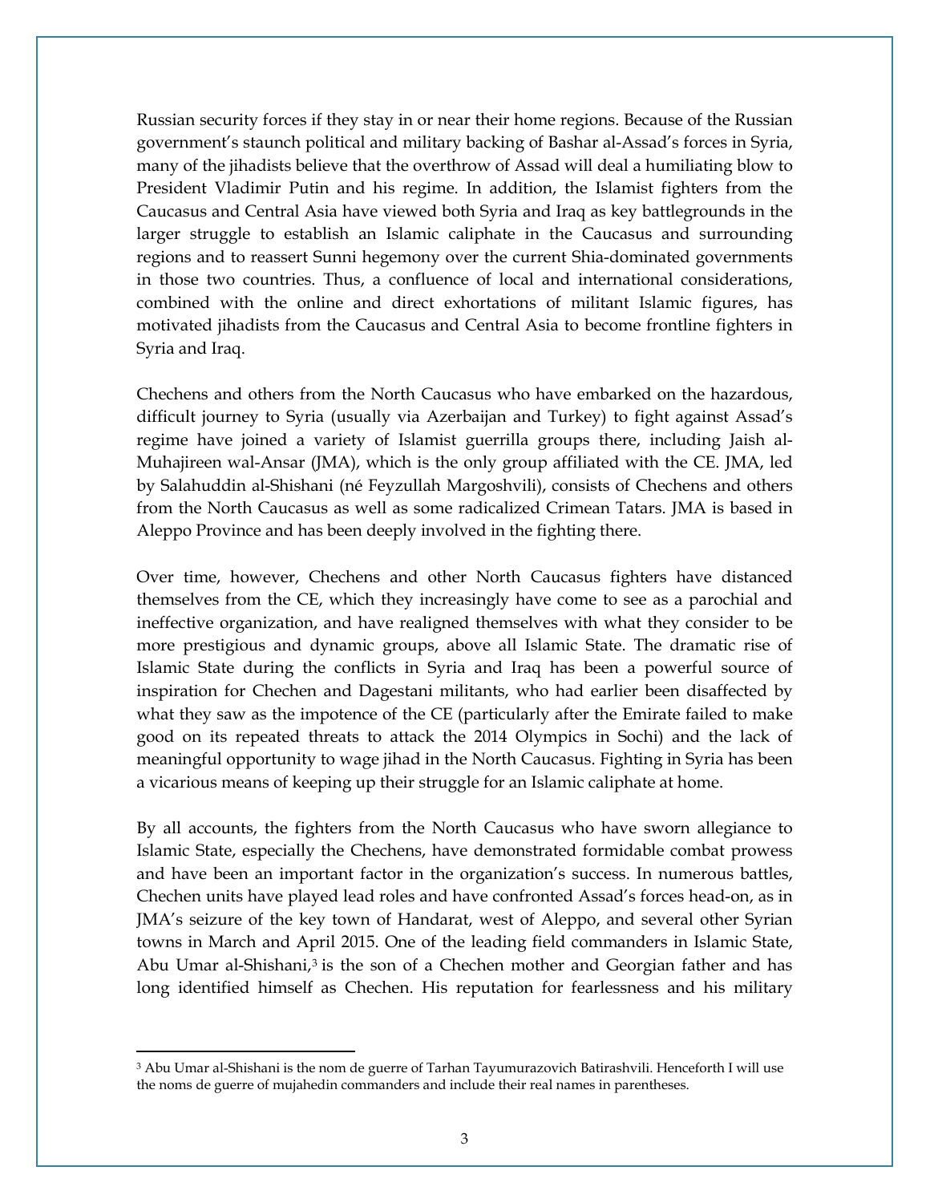Russian security forces if they stay in or near their home regions. Because of the Russian government's staunch political and military backing of Bashar al-Assad's forces in Syria, many of the jihadists believe that the overthrow of Assad will deal a humiliating blow to President Vladimir Putin and his regime. In addition, the Islamist fighters from the Caucasus and Central Asia have viewed both Syria and Iraq as key battlegrounds in the larger struggle to establish an Islamic caliphate in the Caucasus and surrounding regions and to reassert Sunni hegemony over the current Shia-dominated governments in those two countries. Thus, a confluence of local and international considerations, combined with the online and direct exhortations of militant Islamic figures, has motivated jihadists from the Caucasus and Central Asia to become frontline fighters in Syria and Iraq.

Chechens and others from the North Caucasus who have embarked on the hazardous, difficult journey to Syria (usually via Azerbaijan and Turkey) to fight against Assad's regime have joined a variety of Islamist guerrilla groups there, including Jaish al-Muhajireen wal-Ansar (JMA), which is the only group affiliated with the CE. JMA, led by Salahuddin al-Shishani (né Feyzullah Margoshvili), consists of Chechens and others from the North Caucasus as well as some radicalized Crimean Tatars. JMA is based in Aleppo Province and has been deeply involved in the fighting there.

Over time, however, Chechens and other North Caucasus fighters have distanced themselves from the CE, which they increasingly have come to see as a parochial and ineffective organization, and have realigned themselves with what they consider to be more prestigious and dynamic groups, above all Islamic State. The dramatic rise of Islamic State during the conflicts in Syria and Iraq has been a powerful source of inspiration for Chechen and Dagestani militants, who had earlier been disaffected by what they saw as the impotence of the CE (particularly after the Emirate failed to make good on its repeated threats to attack the 2014 Olympics in Sochi) and the lack of meaningful opportunity to wage jihad in the North Caucasus. Fighting in Syria has been a vicarious means of keeping up their struggle for an Islamic caliphate at home.

By all accounts, the fighters from the North Caucasus who have sworn allegiance to Islamic State, especially the Chechens, have demonstrated formidable combat prowess and have been an important factor in the organization's success. In numerous battles, Chechen units have played lead roles and have confronted Assad's forces head-on, as in JMA's seizure of the key town of Handarat, west of Aleppo, and several other Syrian towns in March and April 2015. One of the leading field commanders in Islamic State, Abu Umar al-Shishani,[3] is the son of a Chechen mother and Georgian father and has long identified himself as Chechen. His reputation for fearlessness and his military

[3] Abu Umar al-Shishani is the nom de guerre of Tarhan Tayumurazovich Batirashvili. Henceforth I will use the noms de guerre of mujahedin commanders and include their real names in parentheses.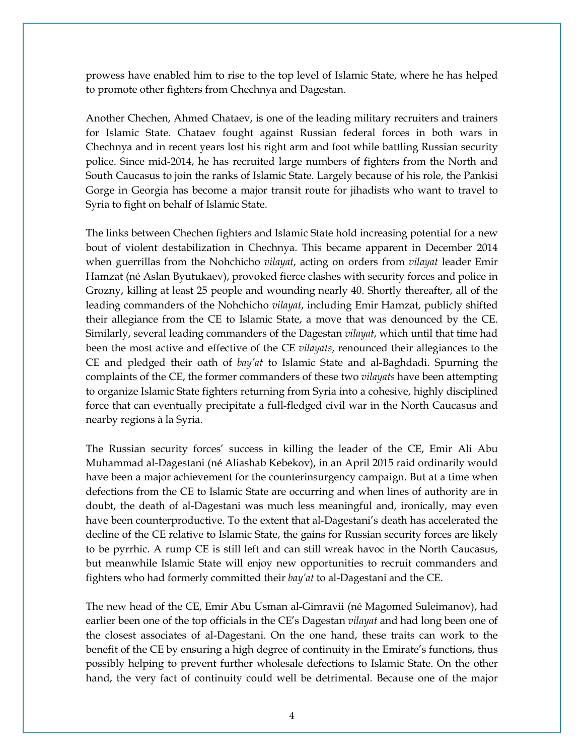prowess have enabled him to rise to the top level of Islamic State, where he has helped to promote other fighters from Chechnya and Dagestan.

Another Chechen, Ahmed Chataev, is one of the leading military recruiters and trainers for Islamic State. Chataev fought against Russian federal forces in both wars in Chechnya and in recent years lost his right arm and foot while battling Russian security police. Since mid-2014, he has recruited large numbers of fighters from the North and South Caucasus to join the ranks of Islamic State. Largely because of his role, the Pankisi Gorge in Georgia has become a major transit route for jihadists who want to travel to Syria to fight on behalf of Islamic State.

The links between Chechen fighters and Islamic State hold increasing potential for a new bout of violent destabilization in Chechnya. This became apparent in December 2014 when guerrillas from the Nohchicho *vilayat*, acting on orders from *vilayat* leader Emir Hamzat (né Aslan Byutukaev), provoked fierce clashes with security forces and police in Grozny, killing at least 25 people and wounding nearly 40. Shortly thereafter, all of the leading commanders of the Nohchicho *vilayat*, including Emir Hamzat, publicly shifted their allegiance from the CE to Islamic State, a move that was denounced by the CE. Similarly, several leading commanders of the Dagestan *vilayat*, which until that time had been the most active and effective of the CE *vilayats*, renounced their allegiances to the CE and pledged their oath of *bay'at* to Islamic State and al-Baghdadi. Spurning the complaints of the CE, the former commanders of these two *vilayats* have been attempting to organize Islamic State fighters returning from Syria into a cohesive, highly disciplined force that can eventually precipitate a full-fledged civil war in the North Caucasus and nearby regions à la Syria.

The Russian security forces' success in killing the leader of the CE, Emir Ali Abu Muhammad al-Dagestani (né Aliashab Kebekov), in an April 2015 raid ordinarily would have been a major achievement for the counterinsurgency campaign. But at a time when defections from the CE to Islamic State are occurring and when lines of authority are in doubt, the death of al-Dagestani was much less meaningful and, ironically, may even have been counterproductive. To the extent that al-Dagestani's death has accelerated the decline of the CE relative to Islamic State, the gains for Russian security forces are likely to be pyrrhic. A rump CE is still left and can still wreak havoc in the North Caucasus, but meanwhile Islamic State will enjoy new opportunities to recruit commanders and fighters who had formerly committed their *bay'at* to al-Dagestani and the CE.

The new head of the CE, Emir Abu Usman al-Gimravii (né Magomed Suleimanov), had earlier been one of the top officials in the CE's Dagestan *vilayat* and had long been one of the closest associates of al-Dagestani. On the one hand, these traits can work to the benefit of the CE by ensuring a high degree of continuity in the Emirate's functions, thus possibly helping to prevent further wholesale defections to Islamic State. On the other hand, the very fact of continuity could well be detrimental. Because one of the major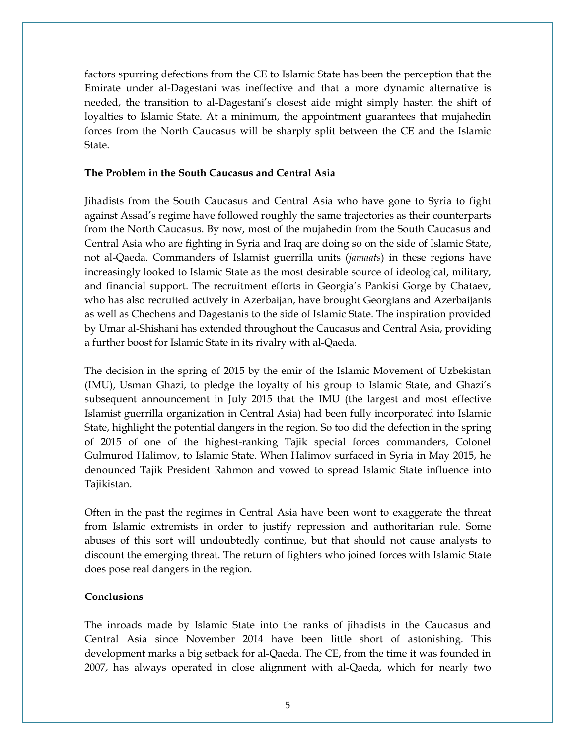factors spurring defections from the CE to Islamic State has been the perception that the Emirate under al-Dagestani was ineffective and that a more dynamic alternative is needed, the transition to al-Dagestani's closest aide might simply hasten the shift of loyalties to Islamic State. At a minimum, the appointment guarantees that mujahedin forces from the North Caucasus will be sharply split between the CE and the Islamic State.

**The Problem in the South Caucasus and Central Asia**

Jihadists from the South Caucasus and Central Asia who have gone to Syria to fight against Assad's regime have followed roughly the same trajectories as their counterparts from the North Caucasus. By now, most of the mujahedin from the South Caucasus and Central Asia who are fighting in Syria and Iraq are doing so on the side of Islamic State, not al-Qaeda. Commanders of Islamist guerrilla units (*jamaats*) in these regions have increasingly looked to Islamic State as the most desirable source of ideological, military, and financial support. The recruitment efforts in Georgia's Pankisi Gorge by Chataev, who has also recruited actively in Azerbaijan, have brought Georgians and Azerbaijanis as well as Chechens and Dagestanis to the side of Islamic State. The inspiration provided by Umar al-Shishani has extended throughout the Caucasus and Central Asia, providing a further boost for Islamic State in its rivalry with al-Qaeda.

The decision in the spring of 2015 by the emir of the Islamic Movement of Uzbekistan (IMU), Usman Ghazi, to pledge the loyalty of his group to Islamic State, and Ghazi's subsequent announcement in July 2015 that the IMU (the largest and most effective Islamist guerrilla organization in Central Asia) had been fully incorporated into Islamic State, highlight the potential dangers in the region. So too did the defection in the spring of 2015 of one of the highest-ranking Tajik special forces commanders, Colonel Gulmurod Halimov, to Islamic State. When Halimov surfaced in Syria in May 2015, he denounced Tajik President Rahmon and vowed to spread Islamic State influence into Tajikistan.

Often in the past the regimes in Central Asia have been wont to exaggerate the threat from Islamic extremists in order to justify repression and authoritarian rule. Some abuses of this sort will undoubtedly continue, but that should not cause analysts to discount the emerging threat. The return of fighters who joined forces with Islamic State does pose real dangers in the region.

**Conclusions**

The inroads made by Islamic State into the ranks of jihadists in the Caucasus and Central Asia since November 2014 have been little short of astonishing. This development marks a big setback for al-Qaeda. The CE, from the time it was founded in 2007, has always operated in close alignment with al-Qaeda, which for nearly two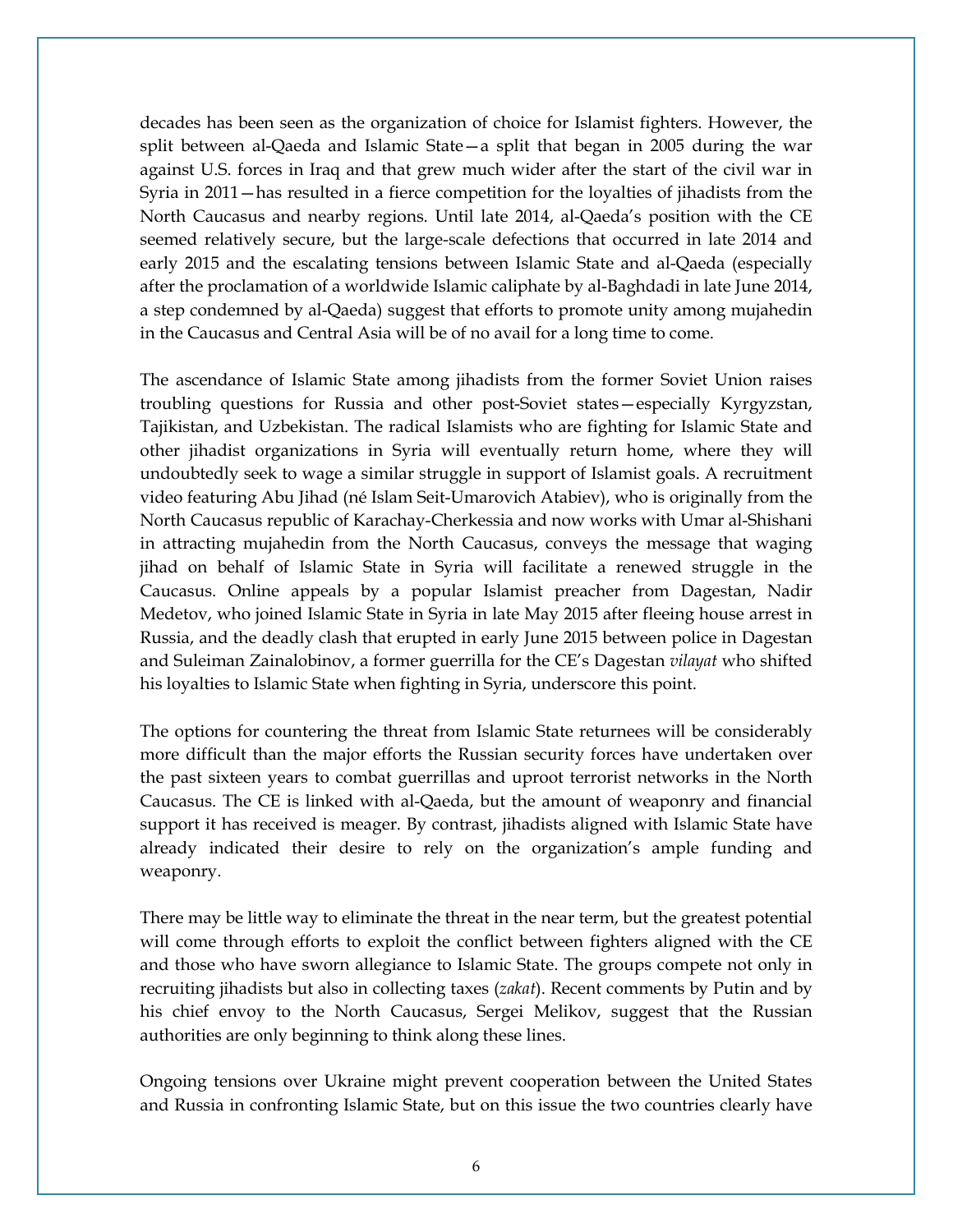decades has been seen as the organization of choice for Islamist fighters. However, the split between al-Qaeda and Islamic State—a split that began in 2005 during the war against U.S. forces in Iraq and that grew much wider after the start of the civil war in Syria in 2011—has resulted in a fierce competition for the loyalties of jihadists from the North Caucasus and nearby regions. Until late 2014, al-Qaeda's position with the CE seemed relatively secure, but the large-scale defections that occurred in late 2014 and early 2015 and the escalating tensions between Islamic State and al-Qaeda (especially after the proclamation of a worldwide Islamic caliphate by al-Baghdadi in late June 2014, a step condemned by al-Qaeda) suggest that efforts to promote unity among mujahedin in the Caucasus and Central Asia will be of no avail for a long time to come.

The ascendance of Islamic State among jihadists from the former Soviet Union raises troubling questions for Russia and other post-Soviet states—especially Kyrgyzstan, Tajikistan, and Uzbekistan. The radical Islamists who are fighting for Islamic State and other jihadist organizations in Syria will eventually return home, where they will undoubtedly seek to wage a similar struggle in support of Islamist goals. A recruitment video featuring Abu Jihad (né Islam Seit-Umarovich Atabiev), who is originally from the North Caucasus republic of Karachay-Cherkessia and now works with Umar al-Shishani in attracting mujahedin from the North Caucasus, conveys the message that waging jihad on behalf of Islamic State in Syria will facilitate a renewed struggle in the Caucasus. Online appeals by a popular Islamist preacher from Dagestan, Nadir Medetov, who joined Islamic State in Syria in late May 2015 after fleeing house arrest in Russia, and the deadly clash that erupted in early June 2015 between police in Dagestan and Suleiman Zainalobinov, a former guerrilla for the CE's Dagestan *vilayat* who shifted his loyalties to Islamic State when fighting in Syria, underscore this point.

The options for countering the threat from Islamic State returnees will be considerably more difficult than the major efforts the Russian security forces have undertaken over the past sixteen years to combat guerrillas and uproot terrorist networks in the North Caucasus. The CE is linked with al-Qaeda, but the amount of weaponry and financial support it has received is meager. By contrast, jihadists aligned with Islamic State have already indicated their desire to rely on the organization's ample funding and weaponry.

There may be little way to eliminate the threat in the near term, but the greatest potential will come through efforts to exploit the conflict between fighters aligned with the CE and those who have sworn allegiance to Islamic State. The groups compete not only in recruiting jihadists but also in collecting taxes (*zakat*). Recent comments by Putin and by his chief envoy to the North Caucasus, Sergei Melikov, suggest that the Russian authorities are only beginning to think along these lines.

Ongoing tensions over Ukraine might prevent cooperation between the United States and Russia in confronting Islamic State, but on this issue the two countries clearly have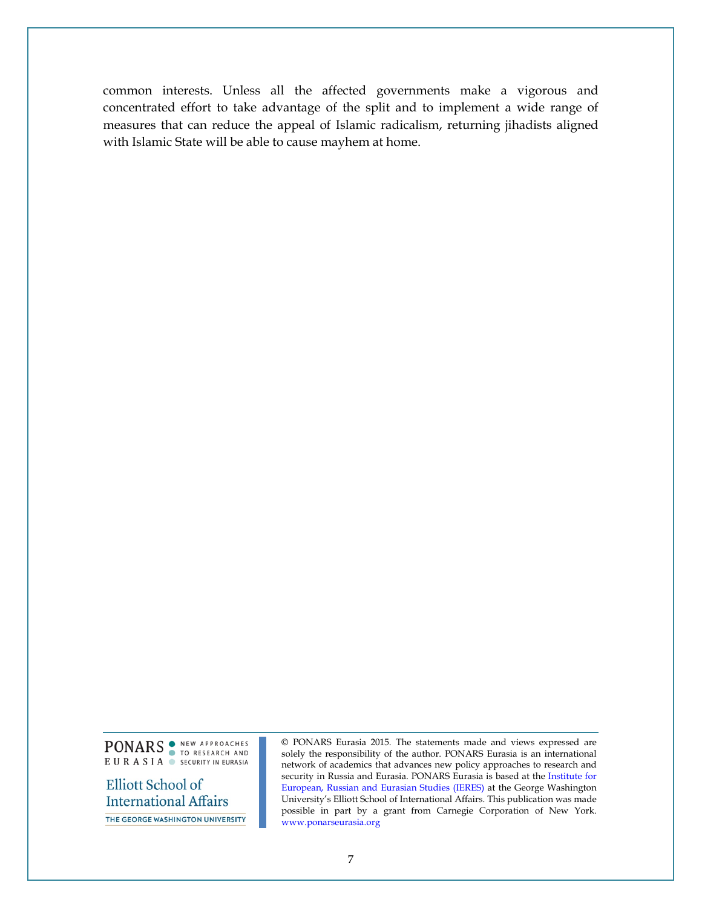common interests. Unless all the affected governments make a vigorous and concentrated effort to take advantage of the split and to implement a wide range of measures that can reduce the appeal of Islamic radicalism, returning jihadists aligned with Islamic State will be able to cause mayhem at home.

PONARS EURASIA NEW APPROACHES TO RESEARCH AND SECURITY IN EURASIA

Elliott School of International Affairs
THE GEORGE WASHINGTON UNIVERSITY

© PONARS Eurasia 2015. The statements made and views expressed are solely the responsibility of the author. PONARS Eurasia is an international network of academics that advances new policy approaches to research and security in Russia and Eurasia. PONARS Eurasia is based at the Institute for European, Russian and Eurasian Studies (IERES) at the George Washington University's Elliott School of International Affairs. This publication was made possible in part by a grant from Carnegie Corporation of New York. www.ponarseurasia.org